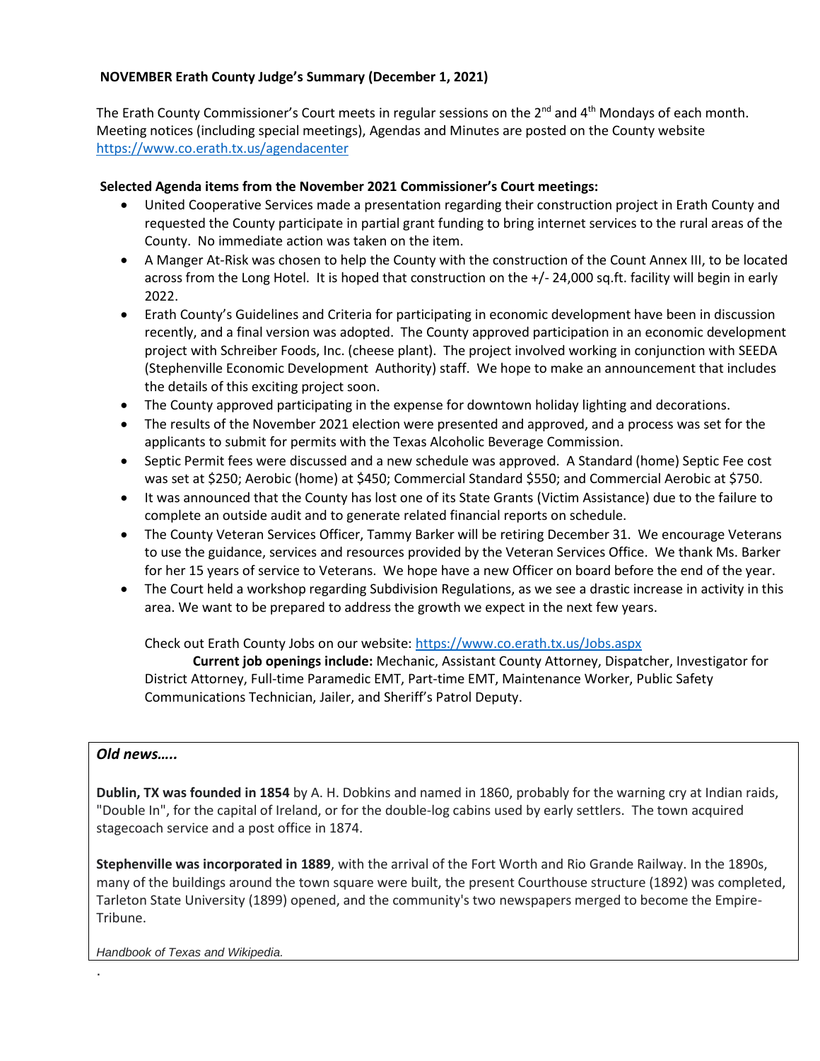**NOVEMBER Erath County Judge's Summary (December 1, 2021)**

The Erath County Commissioner's Court meets in regular sessions on the 2nd and 4th Mondays of each month. Meeting notices (including special meetings), Agendas and Minutes are posted on the County website https://www.co.erath.tx.us/agendacenter

**Selected Agenda items from the November 2021 Commissioner's Court meetings:**

- United Cooperative Services made a presentation regarding their construction project in Erath County and requested the County participate in partial grant funding to bring internet services to the rural areas of the County. No immediate action was taken on the item.
- A Manger At-Risk was chosen to help the County with the construction of the Count Annex III, to be located across from the Long Hotel. It is hoped that construction on the +/- 24,000 sq.ft. facility will begin in early 2022.
- Erath County's Guidelines and Criteria for participating in economic development have been in discussion recently, and a final version was adopted. The County approved participation in an economic development project with Schreiber Foods, Inc. (cheese plant). The project involved working in conjunction with SEEDA (Stephenville Economic Development Authority) staff. We hope to make an announcement that includes the details of this exciting project soon.
- The County approved participating in the expense for downtown holiday lighting and decorations.
- The results of the November 2021 election were presented and approved, and a process was set for the applicants to submit for permits with the Texas Alcoholic Beverage Commission.
- Septic Permit fees were discussed and a new schedule was approved. A Standard (home) Septic Fee cost was set at $250; Aerobic (home) at $450; Commercial Standard $550; and Commercial Aerobic at $750.
- It was announced that the County has lost one of its State Grants (Victim Assistance) due to the failure to complete an outside audit and to generate related financial reports on schedule.
- The County Veteran Services Officer, Tammy Barker will be retiring December 31. We encourage Veterans to use the guidance, services and resources provided by the Veteran Services Office. We thank Ms. Barker for her 15 years of service to Veterans. We hope have a new Officer on board before the end of the year.
- The Court held a workshop regarding Subdivision Regulations, as we see a drastic increase in activity in this area. We want to be prepared to address the growth we expect in the next few years.

Check out Erath County Jobs on our website: https://www.co.erath.tx.us/Jobs.aspx

**Current job openings include:** Mechanic, Assistant County Attorney, Dispatcher, Investigator for District Attorney, Full-time Paramedic EMT, Part-time EMT, Maintenance Worker, Public Safety Communications Technician, Jailer, and Sheriff's Patrol Deputy.

***Old news…..***

**Dublin, TX was founded in 1854** by A. H. Dobkins and named in 1860, probably for the warning cry at Indian raids, "Double In", for the capital of Ireland, or for the double-log cabins used by early settlers. The town acquired stagecoach service and a post office in 1874.

**Stephenville was incorporated in 1889**, with the arrival of the Fort Worth and Rio Grande Railway. In the 1890s, many of the buildings around the town square were built, the present Courthouse structure (1892) was completed, Tarleton State University (1899) opened, and the community's two newspapers merged to become the Empire-Tribune.

*Handbook of Texas and Wikipedia.*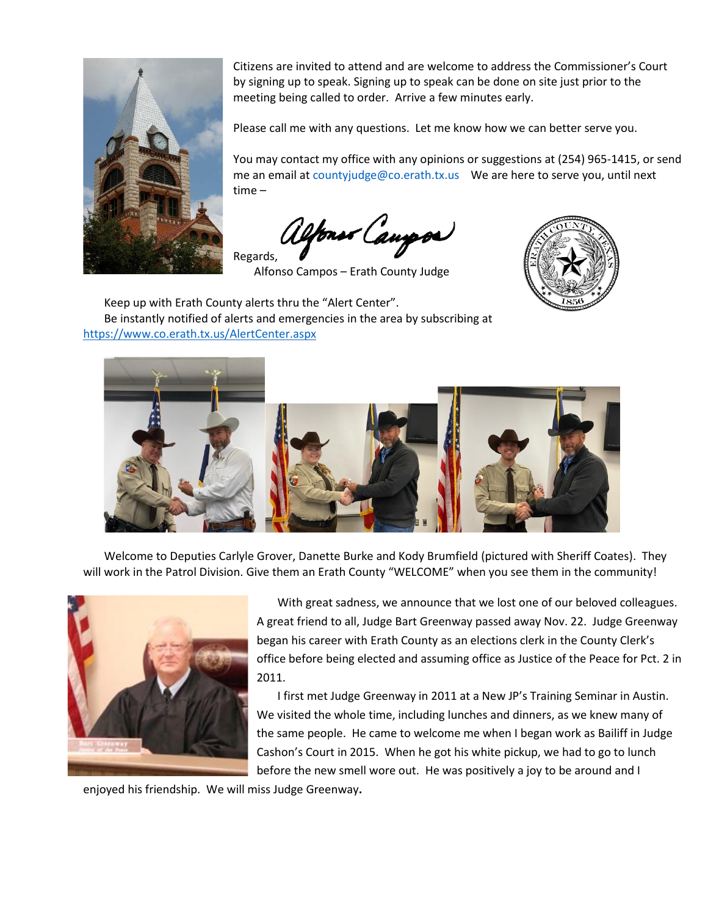Citizens are invited to attend and are welcome to address the Commissioner's Court by signing up to speak. Signing up to speak can be done on site just prior to the meeting being called to order. Arrive a few minutes early.

Please call me with any questions. Let me know how we can better serve you.

You may contact my office with any opinions or suggestions at (254) 965-1415, or send me an email at countyjudge@co.erath.tx.us We are here to serve you, until next time –

Regards,

Alfonso Campos – Erath County Judge

Keep up with Erath County alerts thru the "Alert Center".
Be instantly notified of alerts and emergencies in the area by subscribing at https://www.co.erath.tx.us/AlertCenter.aspx

Welcome to Deputies Carlyle Grover, Danette Burke and Kody Brumfield (pictured with Sheriff Coates). They will work in the Patrol Division. Give them an Erath County "WELCOME" when you see them in the community!

With great sadness, we announce that we lost one of our beloved colleagues. A great friend to all, Judge Bart Greenway passed away Nov. 22. Judge Greenway began his career with Erath County as an elections clerk in the County Clerk's office before being elected and assuming office as Justice of the Peace for Pct. 2 in 2011.

I first met Judge Greenway in 2011 at a New JP's Training Seminar in Austin. We visited the whole time, including lunches and dinners, as we knew many of the same people. He came to welcome me when I began work as Bailiff in Judge Cashon's Court in 2015. When he got his white pickup, we had to go to lunch before the new smell wore out. He was positively a joy to be around and I enjoyed his friendship. We will miss Judge Greenway**.**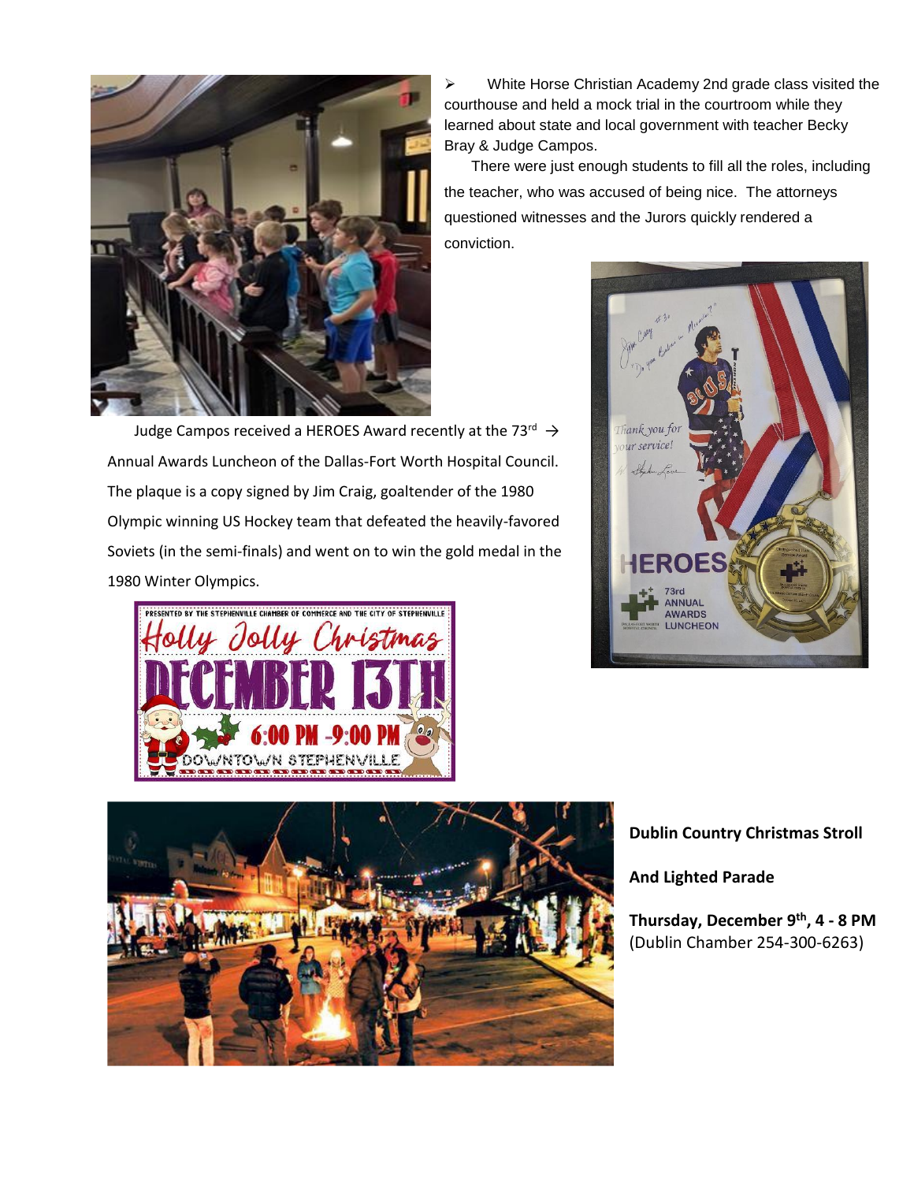- White Horse Christian Academy 2nd grade class visited the courthouse and held a mock trial in the courtroom while they learned about state and local government with teacher Becky Bray & Judge Campos.

There were just enough students to fill all the roles, including the teacher, who was accused of being nice. The attorneys questioned witnesses and the Jurors quickly rendered a conviction.

Judge Campos received a HEROES Award recently at the 73rd → Annual Awards Luncheon of the Dallas-Fort Worth Hospital Council. The plaque is a copy signed by Jim Craig, goaltender of the 1980 Olympic winning US Hockey team that defeated the heavily-favored Soviets (in the semi-finals) and went on to win the gold medal in the 1980 Winter Olympics.

PRESENTED BY THE STEPHENVILLE CHAMBER OF COMMERCE AND THE CITY OF STEPHENVILLE

Holly Jolly Christmas

DECEMBER 13TH

6:00 PM -9:00 PM

DOWNTOWN STEPHENVILLE

**Dublin Country Christmas Stroll**

**And Lighted Parade**

**Thursday, December 9th, 4 - 8 PM**
(Dublin Chamber 254-300-6263)